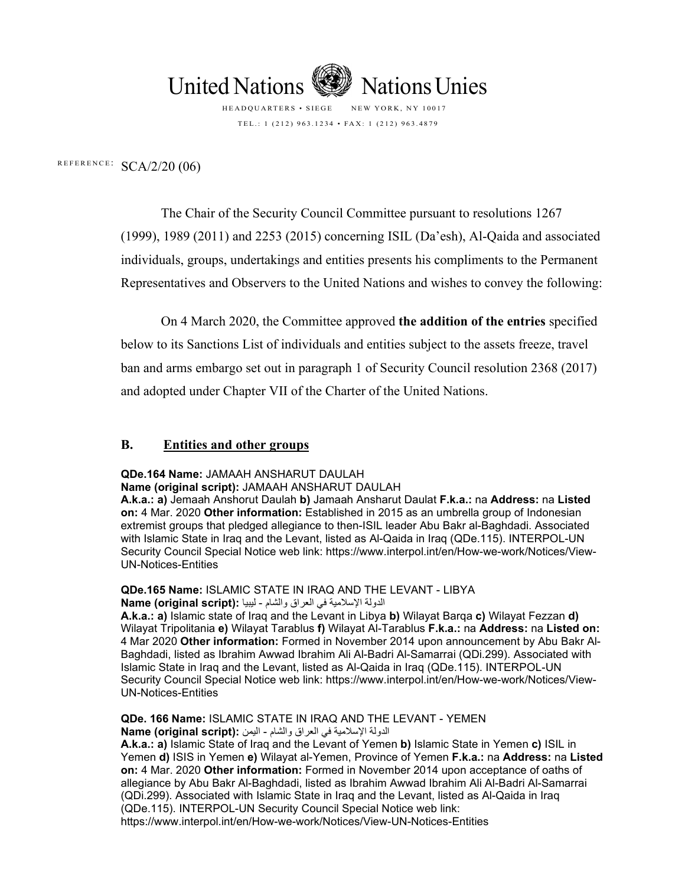United Nations Nations Unies

HEADQUARTERS • SIEGE NEW YORK, NY 10017

TEL.: 1 (212) 963.1234 • FAX: 1 (212) 963.4879

REFERENCE: SCA/2/20 (06)

The Chair of the Security Council Committee pursuant to resolutions 1267 (1999), 1989 (2011) and 2253 (2015) concerning ISIL (Da'esh), Al-Qaida and associated individuals, groups, undertakings and entities presents his compliments to the Permanent Representatives and Observers to the United Nations and wishes to convey the following:

On 4 March 2020, the Committee approved **the addition of the entries** specified below to its Sanctions List of individuals and entities subject to the assets freeze, travel ban and arms embargo set out in paragraph 1 of Security Council resolution 2368 (2017) and adopted under Chapter VII of the Charter of the United Nations.

## B. Entities and other groups

**QDe.164 Name:** JAMAAH ANSHARUT DAULAH
**Name (original script):** JAMAAH ANSHARUT DAULAH
**A.k.a.: a)** Jemaah Anshorut Daulah **b)** Jamaah Ansharut Daulat **F.k.a.:** na **Address:** na **Listed on:** 4 Mar. 2020 **Other information:** Established in 2015 as an umbrella group of Indonesian extremist groups that pledged allegiance to then-ISIL leader Abu Bakr al-Baghdadi. Associated with Islamic State in Iraq and the Levant, listed as Al-Qaida in Iraq (QDe.115). INTERPOL-UN Security Council Special Notice web link: https://www.interpol.int/en/How-we-work/Notices/View-UN-Notices-Entities

**QDe.165 Name:** ISLAMIC STATE IN IRAQ AND THE LEVANT - LIBYA
**Name (original script):** الدولة الإسلامية في العراق والشام - ليبيا
**A.k.a.: a)** Islamic state of Iraq and the Levant in Libya **b)** Wilayat Barqa **c)** Wilayat Fezzan **d)** Wilayat Tripolitania **e)** Wilayat Tarablus **f)** Wilayat Al-Tarablus **F.k.a.:** na **Address:** na **Listed on:** 4 Mar 2020 **Other information:** Formed in November 2014 upon announcement by Abu Bakr Al-Baghdadi, listed as Ibrahim Awwad Ibrahim Ali Al-Badri Al-Samarrai (QDi.299). Associated with Islamic State in Iraq and the Levant, listed as Al-Qaida in Iraq (QDe.115). INTERPOL-UN Security Council Special Notice web link: https://www.interpol.int/en/How-we-work/Notices/View-UN-Notices-Entities

**QDe. 166 Name:** ISLAMIC STATE IN IRAQ AND THE LEVANT - YEMEN
**Name (original script):** الدولة الإسلامية في العراق والشام - اليمن
**A.k.a.: a)** Islamic State of Iraq and the Levant of Yemen **b)** Islamic State in Yemen **c)** ISIL in Yemen **d)** ISIS in Yemen **e)** Wilayat al-Yemen, Province of Yemen **F.k.a.:** na **Address:** na **Listed on:** 4 Mar. 2020 **Other information:** Formed in November 2014 upon acceptance of oaths of allegiance by Abu Bakr Al-Baghdadi, listed as Ibrahim Awwad Ibrahim Ali Al-Badri Al-Samarrai (QDi.299). Associated with Islamic State in Iraq and the Levant, listed as Al-Qaida in Iraq (QDe.115). INTERPOL-UN Security Council Special Notice web link: https://www.interpol.int/en/How-we-work/Notices/View-UN-Notices-Entities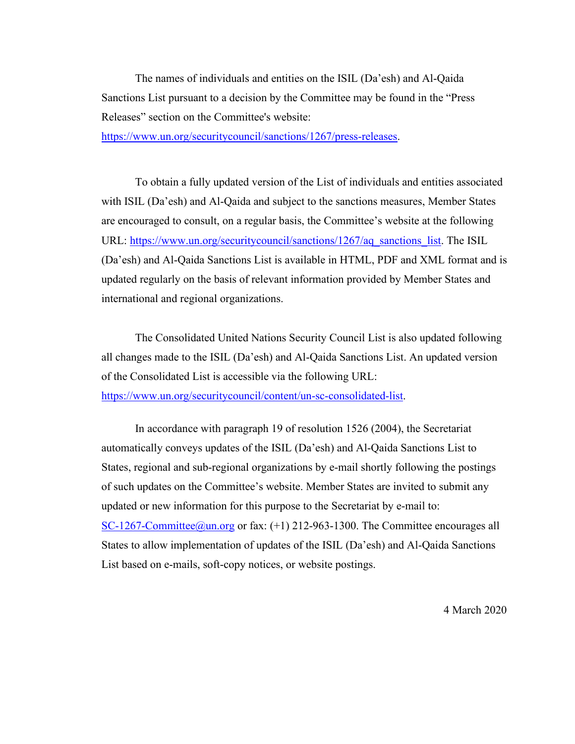The names of individuals and entities on the ISIL (Da'esh) and Al-Qaida Sanctions List pursuant to a decision by the Committee may be found in the "Press Releases" section on the Committee's website: https://www.un.org/securitycouncil/sanctions/1267/press-releases.

To obtain a fully updated version of the List of individuals and entities associated with ISIL (Da'esh) and Al-Qaida and subject to the sanctions measures, Member States are encouraged to consult, on a regular basis, the Committee's website at the following URL: https://www.un.org/securitycouncil/sanctions/1267/aq_sanctions_list. The ISIL (Da'esh) and Al-Qaida Sanctions List is available in HTML, PDF and XML format and is updated regularly on the basis of relevant information provided by Member States and international and regional organizations.

The Consolidated United Nations Security Council List is also updated following all changes made to the ISIL (Da'esh) and Al-Qaida Sanctions List. An updated version of the Consolidated List is accessible via the following URL: https://www.un.org/securitycouncil/content/un-sc-consolidated-list.

In accordance with paragraph 19 of resolution 1526 (2004), the Secretariat automatically conveys updates of the ISIL (Da'esh) and Al-Qaida Sanctions List to States, regional and sub-regional organizations by e-mail shortly following the postings of such updates on the Committee's website. Member States are invited to submit any updated or new information for this purpose to the Secretariat by e-mail to: SC-1267-Committee@un.org or fax: (+1) 212-963-1300. The Committee encourages all States to allow implementation of updates of the ISIL (Da'esh) and Al-Qaida Sanctions List based on e-mails, soft-copy notices, or website postings.

4 March 2020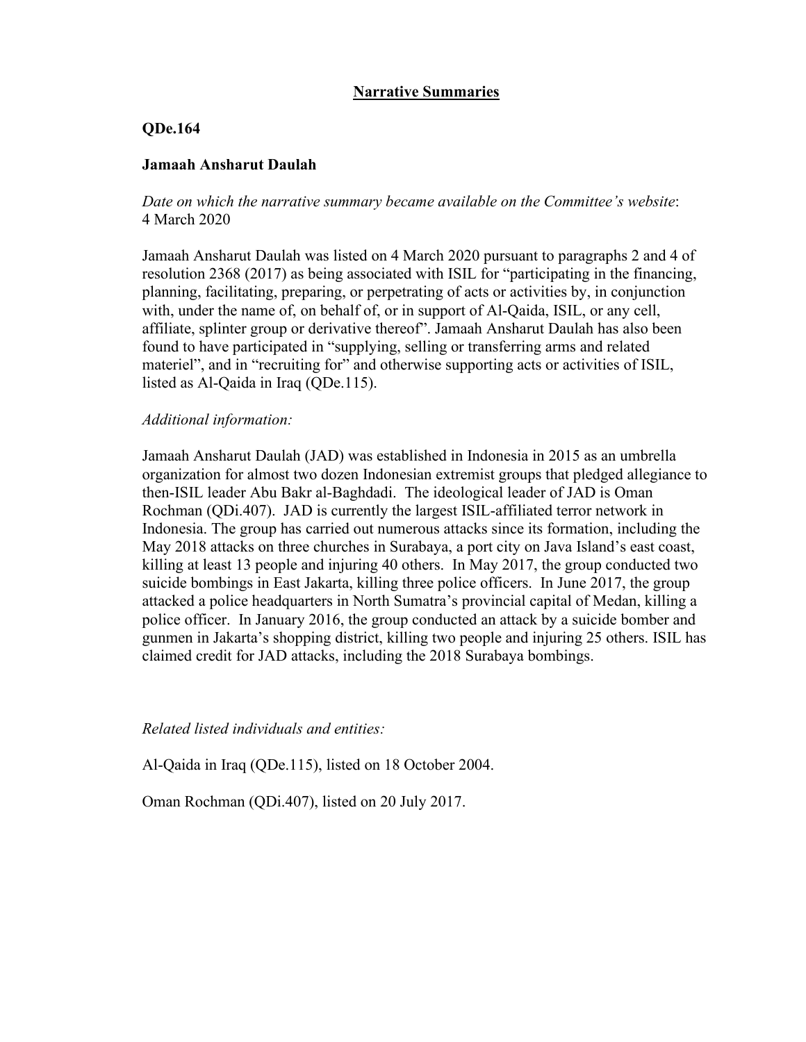**Narrative Summaries**

**QDe.164**

**Jamaah Ansharut Daulah**

*Date on which the narrative summary became available on the Committee's website*: 4 March 2020

Jamaah Ansharut Daulah was listed on 4 March 2020 pursuant to paragraphs 2 and 4 of resolution 2368 (2017) as being associated with ISIL for "participating in the financing, planning, facilitating, preparing, or perpetrating of acts or activities by, in conjunction with, under the name of, on behalf of, or in support of Al-Qaida, ISIL, or any cell, affiliate, splinter group or derivative thereof". Jamaah Ansharut Daulah has also been found to have participated in "supplying, selling or transferring arms and related materiel", and in "recruiting for" and otherwise supporting acts or activities of ISIL, listed as Al-Qaida in Iraq (QDe.115).

*Additional information:*

Jamaah Ansharut Daulah (JAD) was established in Indonesia in 2015 as an umbrella organization for almost two dozen Indonesian extremist groups that pledged allegiance to then-ISIL leader Abu Bakr al-Baghdadi. The ideological leader of JAD is Oman Rochman (QDi.407). JAD is currently the largest ISIL-affiliated terror network in Indonesia. The group has carried out numerous attacks since its formation, including the May 2018 attacks on three churches in Surabaya, a port city on Java Island's east coast, killing at least 13 people and injuring 40 others. In May 2017, the group conducted two suicide bombings in East Jakarta, killing three police officers. In June 2017, the group attacked a police headquarters in North Sumatra's provincial capital of Medan, killing a police officer. In January 2016, the group conducted an attack by a suicide bomber and gunmen in Jakarta's shopping district, killing two people and injuring 25 others. ISIL has claimed credit for JAD attacks, including the 2018 Surabaya bombings.

*Related listed individuals and entities:*

Al-Qaida in Iraq (QDe.115), listed on 18 October 2004.

Oman Rochman (QDi.407), listed on 20 July 2017.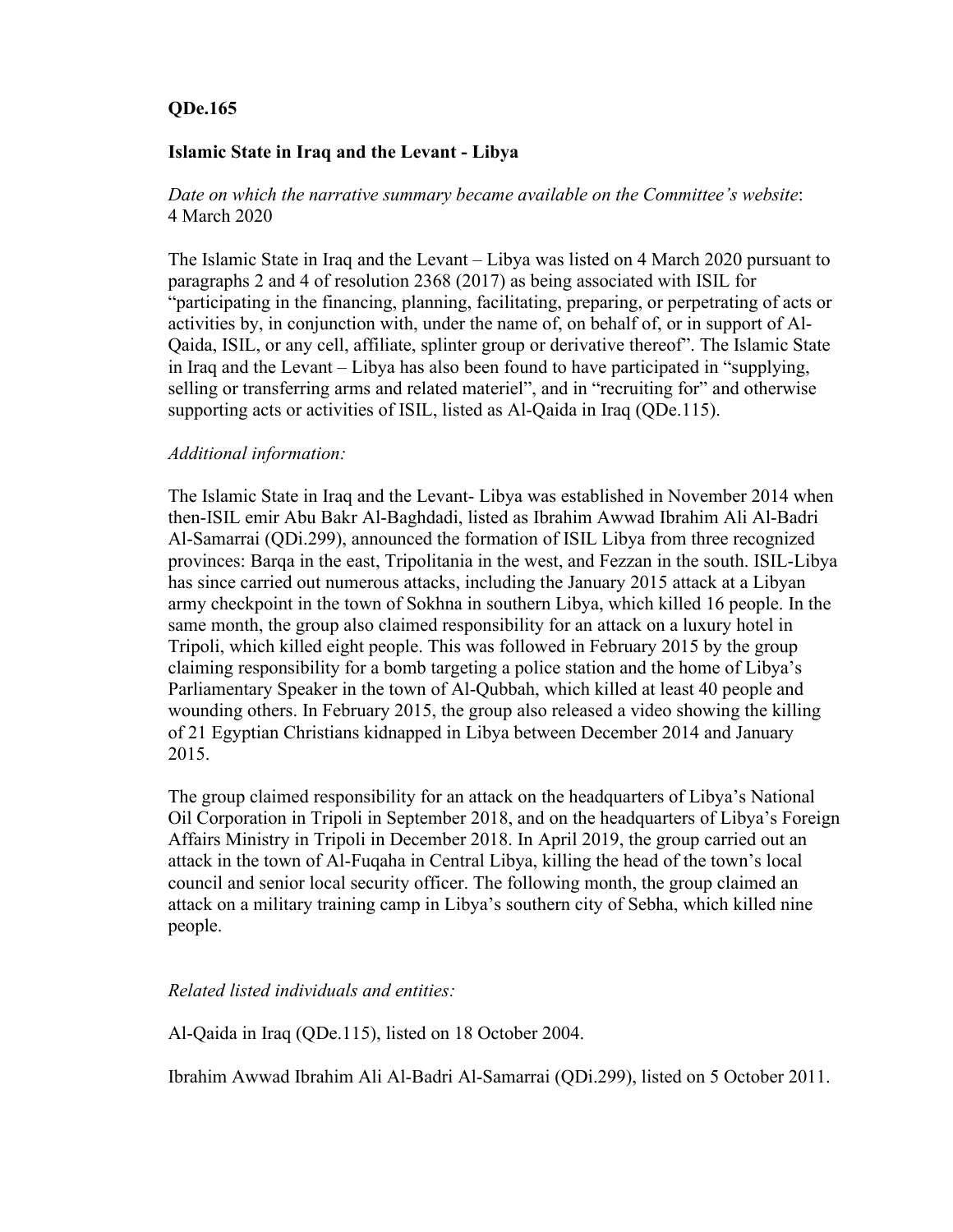**QDe.165**

**Islamic State in Iraq and the Levant - Libya**

*Date on which the narrative summary became available on the Committee's website*: 4 March 2020

The Islamic State in Iraq and the Levant – Libya was listed on 4 March 2020 pursuant to paragraphs 2 and 4 of resolution 2368 (2017) as being associated with ISIL for "participating in the financing, planning, facilitating, preparing, or perpetrating of acts or activities by, in conjunction with, under the name of, on behalf of, or in support of Al-Qaida, ISIL, or any cell, affiliate, splinter group or derivative thereof". The Islamic State in Iraq and the Levant – Libya has also been found to have participated in "supplying, selling or transferring arms and related materiel", and in "recruiting for" and otherwise supporting acts or activities of ISIL, listed as Al-Qaida in Iraq (QDe.115).

*Additional information:*

The Islamic State in Iraq and the Levant- Libya was established in November 2014 when then-ISIL emir Abu Bakr Al-Baghdadi, listed as Ibrahim Awwad Ibrahim Ali Al-Badri Al-Samarrai (QDi.299), announced the formation of ISIL Libya from three recognized provinces: Barqa in the east, Tripolitania in the west, and Fezzan in the south. ISIL-Libya has since carried out numerous attacks, including the January 2015 attack at a Libyan army checkpoint in the town of Sokhna in southern Libya, which killed 16 people. In the same month, the group also claimed responsibility for an attack on a luxury hotel in Tripoli, which killed eight people. This was followed in February 2015 by the group claiming responsibility for a bomb targeting a police station and the home of Libya's Parliamentary Speaker in the town of Al-Qubbah, which killed at least 40 people and wounding others. In February 2015, the group also released a video showing the killing of 21 Egyptian Christians kidnapped in Libya between December 2014 and January 2015.

The group claimed responsibility for an attack on the headquarters of Libya's National Oil Corporation in Tripoli in September 2018, and on the headquarters of Libya's Foreign Affairs Ministry in Tripoli in December 2018. In April 2019, the group carried out an attack in the town of Al-Fuqaha in Central Libya, killing the head of the town's local council and senior local security officer. The following month, the group claimed an attack on a military training camp in Libya's southern city of Sebha, which killed nine people.

*Related listed individuals and entities:*

Al-Qaida in Iraq (QDe.115), listed on 18 October 2004.

Ibrahim Awwad Ibrahim Ali Al-Badri Al-Samarrai (QDi.299), listed on 5 October 2011.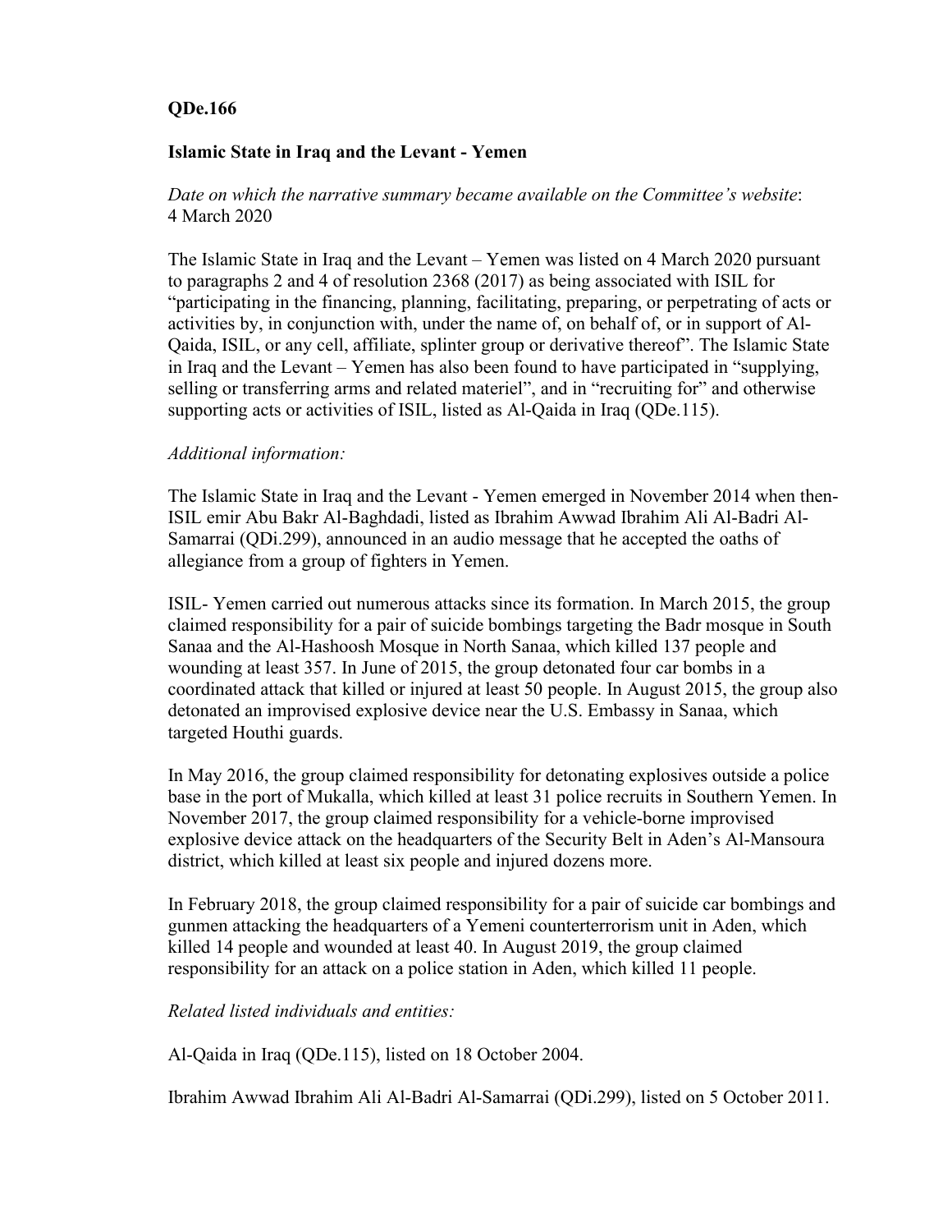**QDe.166**

**Islamic State in Iraq and the Levant - Yemen**

*Date on which the narrative summary became available on the Committee's website*: 4 March 2020

The Islamic State in Iraq and the Levant – Yemen was listed on 4 March 2020 pursuant to paragraphs 2 and 4 of resolution 2368 (2017) as being associated with ISIL for "participating in the financing, planning, facilitating, preparing, or perpetrating of acts or activities by, in conjunction with, under the name of, on behalf of, or in support of Al-Qaida, ISIL, or any cell, affiliate, splinter group or derivative thereof". The Islamic State in Iraq and the Levant – Yemen has also been found to have participated in "supplying, selling or transferring arms and related materiel", and in "recruiting for" and otherwise supporting acts or activities of ISIL, listed as Al-Qaida in Iraq (QDe.115).

*Additional information:*

The Islamic State in Iraq and the Levant - Yemen emerged in November 2014 when then-ISIL emir Abu Bakr Al-Baghdadi, listed as Ibrahim Awwad Ibrahim Ali Al-Badri Al-Samarrai (QDi.299), announced in an audio message that he accepted the oaths of allegiance from a group of fighters in Yemen.

ISIL- Yemen carried out numerous attacks since its formation. In March 2015, the group claimed responsibility for a pair of suicide bombings targeting the Badr mosque in South Sanaa and the Al-Hashoosh Mosque in North Sanaa, which killed 137 people and wounding at least 357. In June of 2015, the group detonated four car bombs in a coordinated attack that killed or injured at least 50 people. In August 2015, the group also detonated an improvised explosive device near the U.S. Embassy in Sanaa, which targeted Houthi guards.

In May 2016, the group claimed responsibility for detonating explosives outside a police base in the port of Mukalla, which killed at least 31 police recruits in Southern Yemen. In November 2017, the group claimed responsibility for a vehicle-borne improvised explosive device attack on the headquarters of the Security Belt in Aden's Al-Mansoura district, which killed at least six people and injured dozens more.

In February 2018, the group claimed responsibility for a pair of suicide car bombings and gunmen attacking the headquarters of a Yemeni counterterrorism unit in Aden, which killed 14 people and wounded at least 40. In August 2019, the group claimed responsibility for an attack on a police station in Aden, which killed 11 people.

*Related listed individuals and entities:*

Al-Qaida in Iraq (QDe.115), listed on 18 October 2004.

Ibrahim Awwad Ibrahim Ali Al-Badri Al-Samarrai (QDi.299), listed on 5 October 2011.